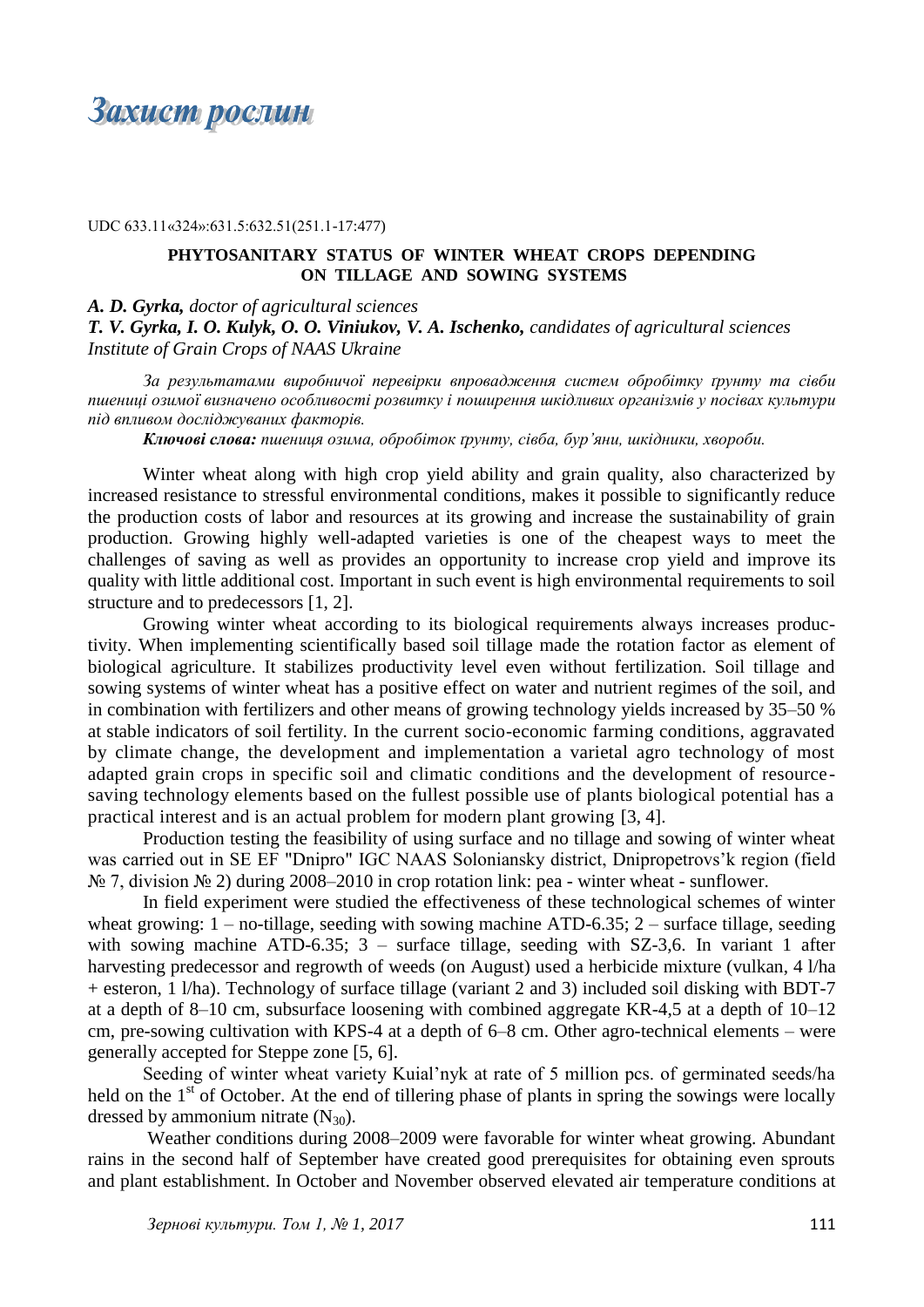# Захист рослин

UDC 633.11«324»:631.5:632.51(251.1-17:477)

## PHYTOSANITARY STATUS OF WINTER WHEAT CROPS DEPENDING ON TILLAGE AND SOWING SYSTEMS

***A. D. Gyrka,*** *doctor of agricultural sciences*
***T. V. Gyrka, I. O. Kulyk, O. O. Viniukov, V. A. Ischenko,*** *candidates of agricultural sciences*
*Institute of Grain Crops of NAAS Ukraine*

*За результатами виробничої перевірки впровадження систем обробітку ґрунту та сівби пшениці озимої визначено особливості розвитку і поширення шкідливих організмів у посівах культури під впливом досліджуваних факторів.*

***Ключові слова:*** *пшениця озима, обробіток ґрунту, сівба, бур'яни, шкідники, хвороби.*

Winter wheat along with high crop yield ability and grain quality, also characterized by increased resistance to stressful environmental conditions, makes it possible to significantly reduce the production costs of labor and resources at its growing and increase the sustainability of grain production. Growing highly well-adapted varieties is one of the cheapest ways to meet the challenges of saving as well as provides an opportunity to increase crop yield and improve its quality with little additional cost. Important in such event is high environmental requirements to soil structure and to predecessors [1, 2].

Growing winter wheat according to its biological requirements always increases productivity. When implementing scientifically based soil tillage made the rotation factor as element of biological agriculture. It stabilizes productivity level even without fertilization. Soil tillage and sowing systems of winter wheat has a positive effect on water and nutrient regimes of the soil, and in combination with fertilizers and other means of growing technology yields increased by 35–50 % at stable indicators of soil fertility. In the current socio-economic farming conditions, aggravated by climate change, the development and implementation a varietal agro technology of most adapted grain crops in specific soil and climatic conditions and the development of resource-saving technology elements based on the fullest possible use of plants biological potential has a practical interest and is an actual problem for modern plant growing [3, 4].

Production testing the feasibility of using surface and no tillage and sowing of winter wheat was carried out in SE EF "Dnipro" IGC NAAS Soloniansky district, Dnipropetrovs'k region (field № 7, division № 2) during 2008–2010 in crop rotation link: pea - winter wheat - sunflower.

In field experiment were studied the effectiveness of these technological schemes of winter wheat growing: 1 – no-tillage, seeding with sowing machine ATD-6.35; 2 – surface tillage, seeding with sowing machine ATD-6.35; 3 – surface tillage, seeding with SZ-3,6. In variant 1 after harvesting predecessor and regrowth of weeds (on August) used a herbicide mixture (vulkan, 4 l/ha + esteron, 1 l/ha). Technology of surface tillage (variant 2 and 3) included soil disking with BDT-7 at a depth of 8–10 cm, subsurface loosening with combined aggregate KR-4,5 at a depth of 10–12 cm, pre-sowing cultivation with KPS-4 at a depth of 6–8 cm. Other agro-technical elements – were generally accepted for Steppe zone [5, 6].

Seeding of winter wheat variety Kuial'nyk at rate of 5 million pcs. of germinated seeds/ha held on the 1st of October. At the end of tillering phase of plants in spring the sowings were locally dressed by ammonium nitrate ($N_{30}$).

Weather conditions during 2008–2009 were favorable for winter wheat growing. Abundant rains in the second half of September have created good prerequisites for obtaining even sprouts and plant establishment. In October and November observed elevated air temperature conditions at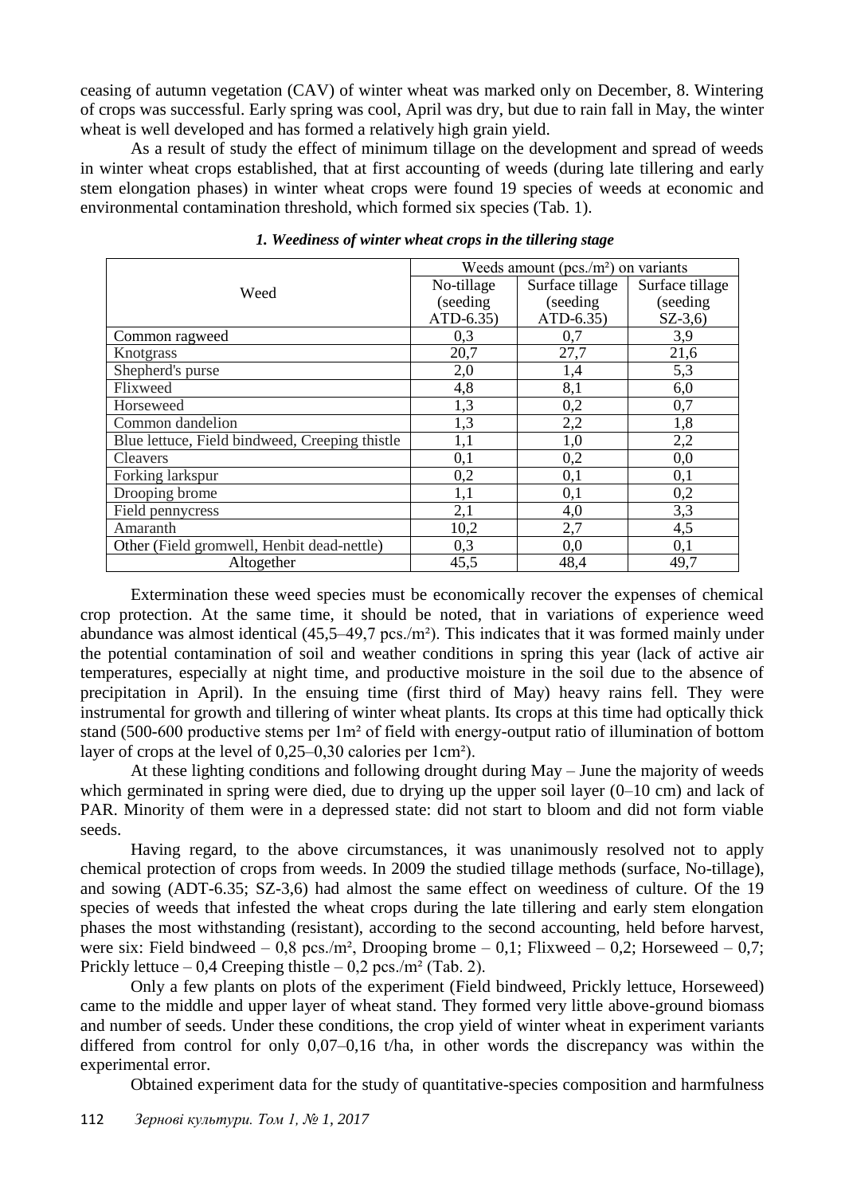ceasing of autumn vegetation (CAV) of winter wheat was marked only on December, 8. Wintering of crops was successful. Early spring was cool, April was dry, but due to rain fall in May, the winter wheat is well developed and has formed a relatively high grain yield.

As a result of study the effect of minimum tillage on the development and spread of weeds in winter wheat crops established, that at first accounting of weeds (during late tillering and early stem elongation phases) in winter wheat crops were found 19 species of weeds at economic and environmental contamination threshold, which formed six species (Tab. 1).

***1. Weediness of winter wheat crops in the tillering stage***

| Weed | Weeds amount (pcs./m²) on variants | | |
|---|---|---|---|
| | No-tillage (seeding ATD-6.35) | Surface tillage (seeding ATD-6.35) | Surface tillage (seeding SZ-3,6) |
| Common ragweed | 0,3 | 0,7 | 3,9 |
| Knotgrass | 20,7 | 27,7 | 21,6 |
| Shepherd's purse | 2,0 | 1,4 | 5,3 |
| Flixweed | 4,8 | 8,1 | 6,0 |
| Horseweed | 1,3 | 0,2 | 0,7 |
| Common dandelion | 1,3 | 2,2 | 1,8 |
| Blue lettuce, Field bindweed, Creeping thistle | 1,1 | 1,0 | 2,2 |
| Cleavers | 0,1 | 0,2 | 0,0 |
| Forking larkspur | 0,2 | 0,1 | 0,1 |
| Drooping brome | 1,1 | 0,1 | 0,2 |
| Field pennycress | 2,1 | 4,0 | 3,3 |
| Amaranth | 10,2 | 2,7 | 4,5 |
| Other (Field gromwell, Henbit dead-nettle) | 0,3 | 0,0 | 0,1 |
| Altogether | 45,5 | 48,4 | 49,7 |

Extermination these weed species must be economically recover the expenses of chemical crop protection. At the same time, it should be noted, that in variations of experience weed abundance was almost identical (45,5–49,7 pcs./m²). This indicates that it was formed mainly under the potential contamination of soil and weather conditions in spring this year (lack of active air temperatures, especially at night time, and productive moisture in the soil due to the absence of precipitation in April). In the ensuing time (first third of May) heavy rains fell. They were instrumental for growth and tillering of winter wheat plants. Its crops at this time had optically thick stand (500-600 productive stems per 1m² of field with energy-output ratio of illumination of bottom layer of crops at the level of 0,25–0,30 calories per 1cm²).

At these lighting conditions and following drought during May – June the majority of weeds which germinated in spring were died, due to drying up the upper soil layer (0–10 cm) and lack of PAR. Minority of them were in a depressed state: did not start to bloom and did not form viable seeds.

Having regard, to the above circumstances, it was unanimously resolved not to apply chemical protection of crops from weeds. In 2009 the studied tillage methods (surface, No-tillage), and sowing (ADT-6.35; SZ-3,6) had almost the same effect on weediness of culture. Of the 19 species of weeds that infested the wheat crops during the late tillering and early stem elongation phases the most withstanding (resistant), according to the second accounting, held before harvest, were six: Field bindweed – 0,8 pcs./m², Drooping brome – 0,1; Flixweed – 0,2; Horseweed – 0,7; Prickly lettuce – 0,4 Creeping thistle – 0,2 pcs./m² (Tab. 2).

Only a few plants on plots of the experiment (Field bindweed, Prickly lettuce, Horseweed) came to the middle and upper layer of wheat stand. They formed very little above-ground biomass and number of seeds. Under these conditions, the crop yield of winter wheat in experiment variants differed from control for only 0,07–0,16 t/ha, in other words the discrepancy was within the experimental error.

Obtained experiment data for the study of quantitative-species composition and harmfulness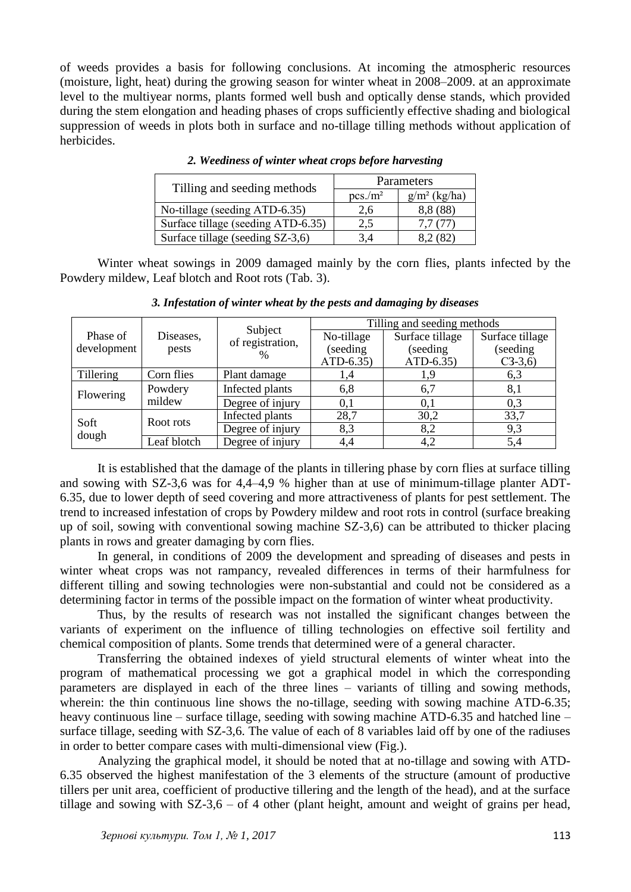of weeds provides a basis for following conclusions. At incoming the atmospheric resources (moisture, light, heat) during the growing season for winter wheat in 2008–2009. at an approximate level to the multiyear norms, plants formed well bush and optically dense stands, which provided during the stem elongation and heading phases of crops sufficiently effective shading and biological suppression of weeds in plots both in surface and no-tillage tilling methods without application of herbicides.

***2. Weediness of winter wheat crops before harvesting***

| Tilling and seeding methods | Parameters | |
|---|---|---|
| | pcs./m² | g/m² (kg/ha) |
| No-tillage (seeding ATD-6.35) | 2,6 | 8,8 (88) |
| Surface tillage (seeding ATD-6.35) | 2,5 | 7,7 (77) |
| Surface tillage (seeding SZ-3,6) | 3,4 | 8,2 (82) |

Winter wheat sowings in 2009 damaged mainly by the corn flies, plants infected by the Powdery mildew, Leaf blotch and Root rots (Tab. 3).

***3. Infestation of winter wheat by the pests and damaging by diseases***

| Phase of development | Diseases, pests | Subject of registration, % | Tilling and seeding methods | | |
|---|---|---|---|---|---|
| | | | No-tillage (seeding ATD-6.35) | Surface tillage (seeding ATD-6.35) | Surface tillage (seeding СЗ-3,6) |
| Tillering | Corn flies | Plant damage | 1,4 | 1,9 | 6,3 |
| Flowering | Powdery mildew | Infected plants | 6,8 | 6,7 | 8,1 |
| | | Degree of injury | 0,1 | 0,1 | 0,3 |
| Soft dough | Root rots | Infected plants | 28,7 | 30,2 | 33,7 |
| | | Degree of injury | 8,3 | 8,2 | 9,3 |
| | Leaf blotch | Degree of injury | 4,4 | 4,2 | 5,4 |

It is established that the damage of the plants in tillering phase by corn flies at surface tilling and sowing with SZ-3,6 was for 4,4–4,9 % higher than at use of minimum-tillage planter ADT-6.35, due to lower depth of seed covering and more attractiveness of plants for pest settlement. The trend to increased infestation of crops by Powdery mildew and root rots in control (surface breaking up of soil, sowing with conventional sowing machine SZ-3,6) can be attributed to thicker placing plants in rows and greater damaging by corn flies.

In general, in conditions of 2009 the development and spreading of diseases and pests in winter wheat crops was not rampancy, revealed differences in terms of their harmfulness for different tilling and sowing technologies were non-substantial and could not be considered as a determining factor in terms of the possible impact on the formation of winter wheat productivity.

Thus, by the results of research was not installed the significant changes between the variants of experiment on the influence of tilling technologies on effective soil fertility and chemical composition of plants. Some trends that determined were of a general character.

Transferring the obtained indexes of yield structural elements of winter wheat into the program of mathematical processing we got a graphical model in which the corresponding parameters are displayed in each of the three lines – variants of tilling and sowing methods, wherein: the thin continuous line shows the no-tillage, seeding with sowing machine ATD-6.35; heavy continuous line – surface tillage, seeding with sowing machine ATD-6.35 and hatched line – surface tillage, seeding with SZ-3,6. The value of each of 8 variables laid off by one of the radiuses in order to better compare cases with multi-dimensional view (Fig.).

Analyzing the graphical model, it should be noted that at no-tillage and sowing with ATD-6.35 observed the highest manifestation of the 3 elements of the structure (amount of productive tillers per unit area, coefficient of productive tillering and the length of the head), and at the surface tillage and sowing with SZ-3,6 – of 4 other (plant height, amount and weight of grains per head,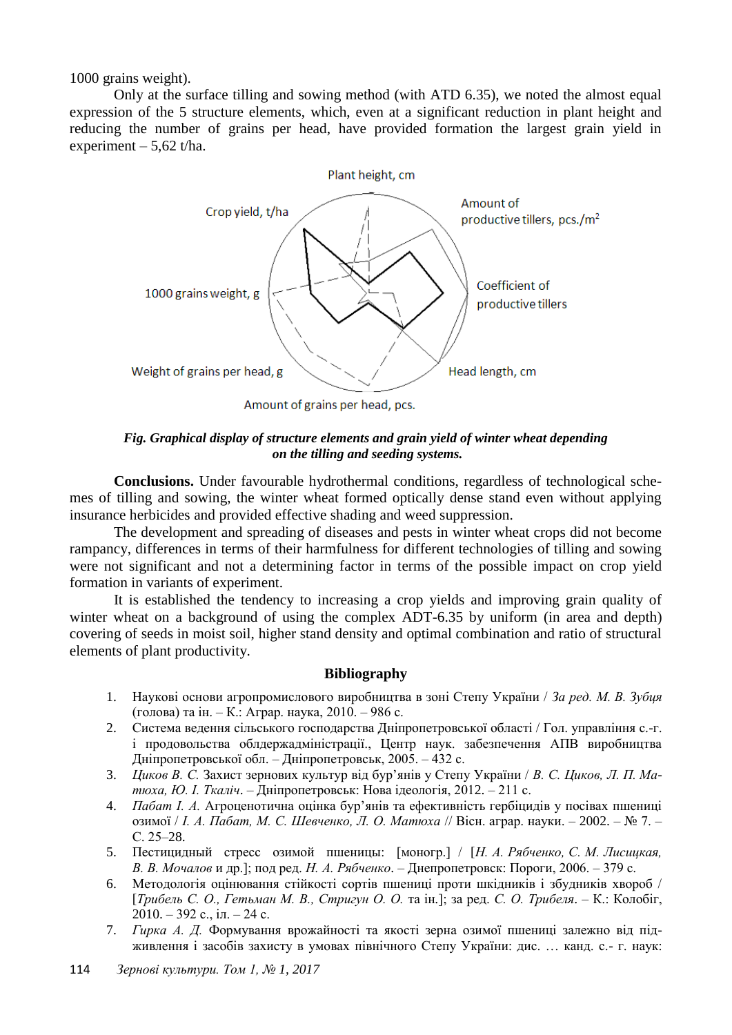1000 grains weight).

Only at the surface tilling and sowing method (with ATD 6.35), we noted the almost equal expression of the 5 structure elements, which, even at a significant reduction in plant height and reducing the number of grains per head, have provided formation the largest grain yield in experiment – 5,62 t/ha.

Plant height, cm

Amount of productive tillers, pcs./$m^2$

Coefficient of productive tillers

Head length, cm

Amount of grains per head, pcs.

Weight of grains per head, g

1000 grains weight, g

Crop yield, t/ha

***Fig. Graphical display of structure elements and grain yield of winter wheat depending on the tilling and seeding systems.***

**Conclusions.** Under favourable hydrothermal conditions, regardless of technological schemes of tilling and sowing, the winter wheat formed optically dense stand even without applying insurance herbicides and provided effective shading and weed suppression.

The development and spreading of diseases and pests in winter wheat crops did not become rampancy, differences in terms of their harmfulness for different technologies of tilling and sowing were not significant and not a determining factor in terms of the possible impact on crop yield formation in variants of experiment.

It is established the tendency to increasing a crop yields and improving grain quality of winter wheat on a background of using the complex ADT-6.35 by uniform (in area and depth) covering of seeds in moist soil, higher stand density and optimal combination and ratio of structural elements of plant productivity.

## Bibliography

1. Наукові основи агропромислового виробництва в зоні Степу України / *За ред. М. В. Зубця* (голова) та ін. – К.: Аграр. наука, 2010. – 986 с.
2. Система ведення сільського господарства Дніпропетровської області / Гол. управління с.-г. і продовольства облдержадміністрації., Центр наук. забезпечення АПВ виробництва Дніпропетровської обл. – Дніпропетровськ, 2005. – 432 с.
3. *Циков В. С.* Захист зернових культур від бур'янів у Степу України / *В. С. Циков, Л. П. Матюха, Ю. І. Ткаліч*. – Дніпропетровськ: Нова ідеологія, 2012. – 211 с.
4. *Пабат І. А.* Агроценотична оцінка бур'янів та ефективність гербіцидів у посівах пшениці озимої / *І. А. Пабат, М. С. Шевченко, Л. О. Матюха* // Вісн. аграр. науки. – 2002. – № 7. – С. 25–28.
5. Пестицидный стресс озимой пшеницы: [моногр.] / [*Н. А. Рябченко, С. М. Лисицкая, В. В. Мочалов* и др.]; под ред. *Н. А. Рябченко*. – Днепропетровск: Пороги, 2006. – 379 с.
6. Методологія оцінювання стійкості сортів пшениці проти шкідників і збудників хвороб / [*Трибель С. О., Гетьман М. В., Стригун О. О.* та ін.]; за ред. *С. О. Трибеля*. – К.: Колобіг, 2010. – 392 с., іл. – 24 с.
7. *Гирка А. Д.* Формування врожайності та якості зерна озимої пшениці залежно від підживлення і засобів захисту в умовах північного Степу України: дис. … канд. с.- г. наук: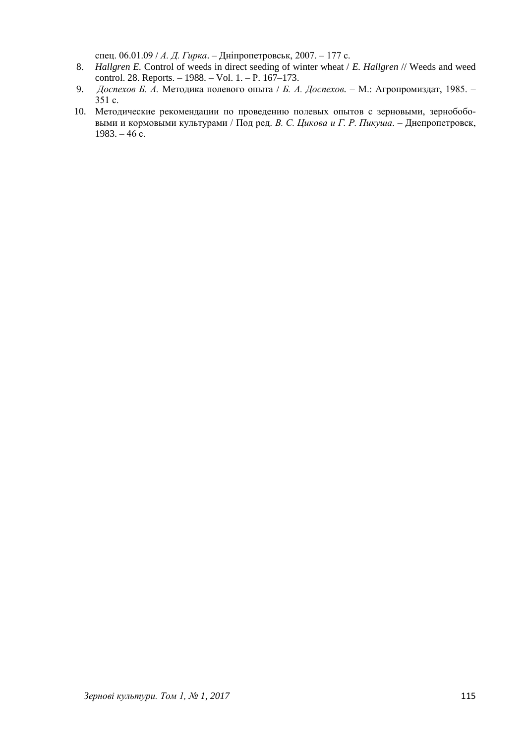спец. 06.01.09 / *А. Д. Гирка*. – Дніпропетровськ, 2007. – 177 с.

8. *Hallgren E.* Control of weeds in direct seeding of winter wheat / *E. Hallgren* // Weeds and weed control. 28. Reports. – 1988. – Vol. 1. – P. 167–173.
9. *Доспехов Б. А.* Методика полевого опыта / *Б. А. Доспехов*. – М.: Агропромиздат, 1985. – 351 с.
10. Методические рекомендации по проведению полевых опытов с зерновыми, зернобобовыми и кормовыми культурами / Под ред. *В. С. Цикова и Г. Р. Пикуша*. – Днепропетровск, 1983. – 46 с.